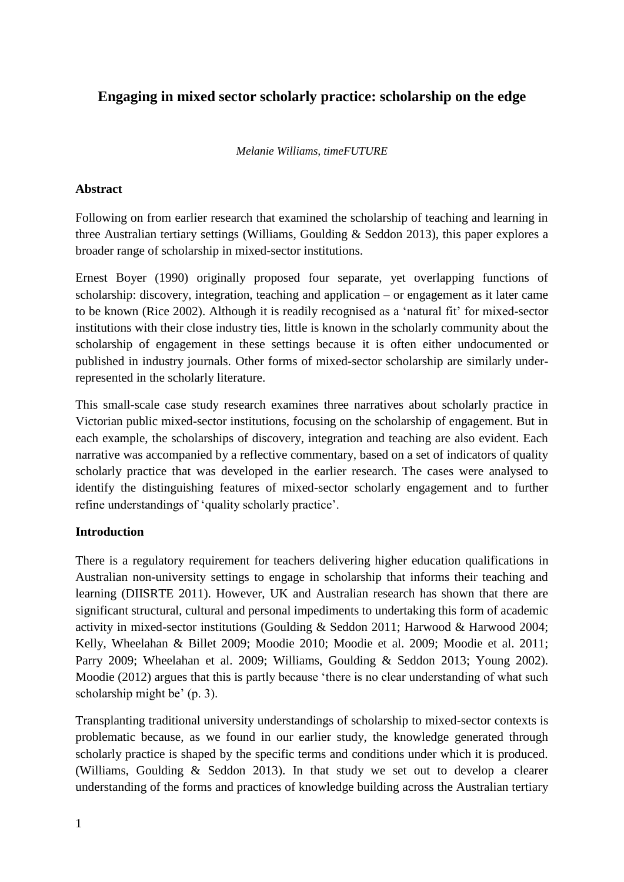# Engaging in mixed sector scholarly practice: scholarship on the edge

*Melanie Williams, timeFUTURE*

## Abstract

Following on from earlier research that examined the scholarship of teaching and learning in three Australian tertiary settings (Williams, Goulding & Seddon 2013), this paper explores a broader range of scholarship in mixed-sector institutions.

Ernest Boyer (1990) originally proposed four separate, yet overlapping functions of scholarship: discovery, integration, teaching and application – or engagement as it later came to be known (Rice 2002). Although it is readily recognised as a 'natural fit' for mixed-sector institutions with their close industry ties, little is known in the scholarly community about the scholarship of engagement in these settings because it is often either undocumented or published in industry journals. Other forms of mixed-sector scholarship are similarly under-represented in the scholarly literature.

This small-scale case study research examines three narratives about scholarly practice in Victorian public mixed-sector institutions, focusing on the scholarship of engagement. But in each example, the scholarships of discovery, integration and teaching are also evident. Each narrative was accompanied by a reflective commentary, based on a set of indicators of quality scholarly practice that was developed in the earlier research. The cases were analysed to identify the distinguishing features of mixed-sector scholarly engagement and to further refine understandings of 'quality scholarly practice'.

## Introduction

There is a regulatory requirement for teachers delivering higher education qualifications in Australian non-university settings to engage in scholarship that informs their teaching and learning (DIISRTE 2011). However, UK and Australian research has shown that there are significant structural, cultural and personal impediments to undertaking this form of academic activity in mixed-sector institutions (Goulding & Seddon 2011; Harwood & Harwood 2004; Kelly, Wheelahan & Billet 2009; Moodie 2010; Moodie et al. 2009; Moodie et al. 2011; Parry 2009; Wheelahan et al. 2009; Williams, Goulding & Seddon 2013; Young 2002). Moodie (2012) argues that this is partly because 'there is no clear understanding of what such scholarship might be' (p. 3).

Transplanting traditional university understandings of scholarship to mixed-sector contexts is problematic because, as we found in our earlier study, the knowledge generated through scholarly practice is shaped by the specific terms and conditions under which it is produced. (Williams, Goulding & Seddon 2013). In that study we set out to develop a clearer understanding of the forms and practices of knowledge building across the Australian tertiary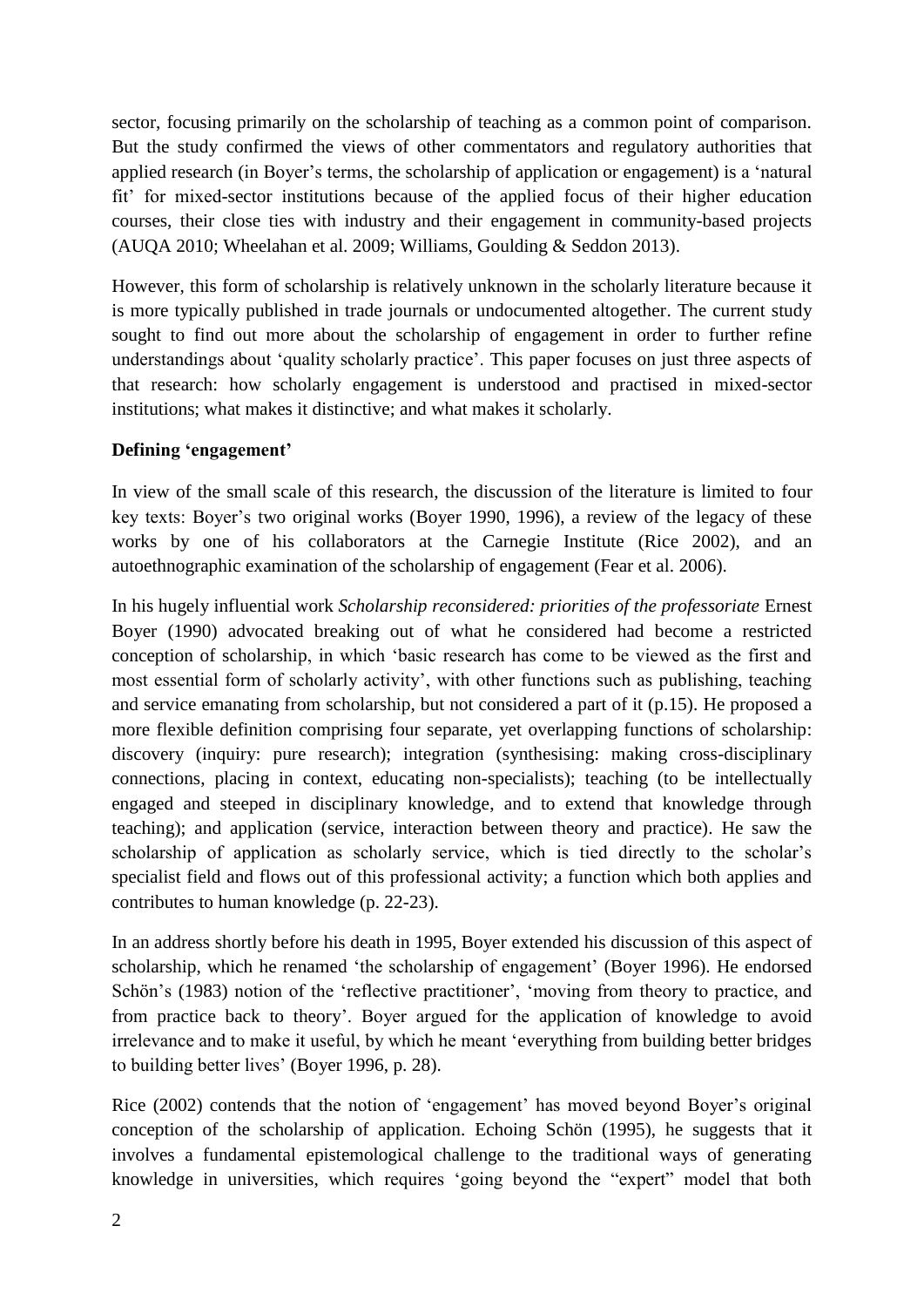sector, focusing primarily on the scholarship of teaching as a common point of comparison. But the study confirmed the views of other commentators and regulatory authorities that applied research (in Boyer's terms, the scholarship of application or engagement) is a 'natural fit' for mixed-sector institutions because of the applied focus of their higher education courses, their close ties with industry and their engagement in community-based projects (AUQA 2010; Wheelahan et al. 2009; Williams, Goulding & Seddon 2013).

However, this form of scholarship is relatively unknown in the scholarly literature because it is more typically published in trade journals or undocumented altogether. The current study sought to find out more about the scholarship of engagement in order to further refine understandings about 'quality scholarly practice'. This paper focuses on just three aspects of that research: how scholarly engagement is understood and practised in mixed-sector institutions; what makes it distinctive; and what makes it scholarly.

**Defining 'engagement'**

In view of the small scale of this research, the discussion of the literature is limited to four key texts: Boyer's two original works (Boyer 1990, 1996), a review of the legacy of these works by one of his collaborators at the Carnegie Institute (Rice 2002), and an autoethnographic examination of the scholarship of engagement (Fear et al. 2006).

In his hugely influential work *Scholarship reconsidered: priorities of the professoriate* Ernest Boyer (1990) advocated breaking out of what he considered had become a restricted conception of scholarship, in which 'basic research has come to be viewed as the first and most essential form of scholarly activity', with other functions such as publishing, teaching and service emanating from scholarship, but not considered a part of it (p.15). He proposed a more flexible definition comprising four separate, yet overlapping functions of scholarship: discovery (inquiry: pure research); integration (synthesising: making cross-disciplinary connections, placing in context, educating non-specialists); teaching (to be intellectually engaged and steeped in disciplinary knowledge, and to extend that knowledge through teaching); and application (service, interaction between theory and practice). He saw the scholarship of application as scholarly service, which is tied directly to the scholar's specialist field and flows out of this professional activity; a function which both applies and contributes to human knowledge (p. 22-23).

In an address shortly before his death in 1995, Boyer extended his discussion of this aspect of scholarship, which he renamed 'the scholarship of engagement' (Boyer 1996). He endorsed Schön's (1983) notion of the 'reflective practitioner', 'moving from theory to practice, and from practice back to theory'. Boyer argued for the application of knowledge to avoid irrelevance and to make it useful, by which he meant 'everything from building better bridges to building better lives' (Boyer 1996, p. 28).

Rice (2002) contends that the notion of 'engagement' has moved beyond Boyer's original conception of the scholarship of application. Echoing Schön (1995), he suggests that it involves a fundamental epistemological challenge to the traditional ways of generating knowledge in universities, which requires 'going beyond the "expert" model that both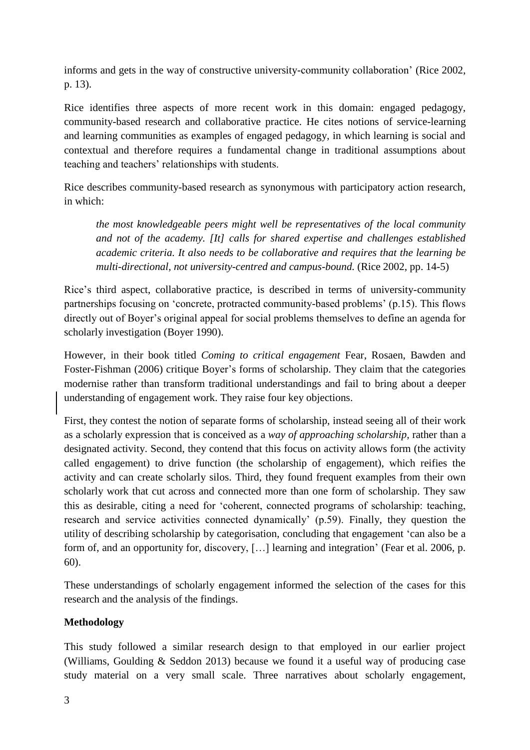informs and gets in the way of constructive university-community collaboration' (Rice 2002, p. 13).

Rice identifies three aspects of more recent work in this domain: engaged pedagogy, community-based research and collaborative practice. He cites notions of service-learning and learning communities as examples of engaged pedagogy, in which learning is social and contextual and therefore requires a fundamental change in traditional assumptions about teaching and teachers' relationships with students.

Rice describes community-based research as synonymous with participatory action research, in which:

> *the most knowledgeable peers might well be representatives of the local community and not of the academy. [It] calls for shared expertise and challenges established academic criteria. It also needs to be collaborative and requires that the learning be multi-directional, not university-centred and campus-bound.* (Rice 2002, pp. 14-5)

Rice's third aspect, collaborative practice, is described in terms of university-community partnerships focusing on 'concrete, protracted community-based problems' (p.15). This flows directly out of Boyer's original appeal for social problems themselves to define an agenda for scholarly investigation (Boyer 1990).

However, in their book titled *Coming to critical engagement* Fear, Rosaen, Bawden and Foster-Fishman (2006) critique Boyer's forms of scholarship. They claim that the categories modernise rather than transform traditional understandings and fail to bring about a deeper understanding of engagement work. They raise four key objections.

First, they contest the notion of separate forms of scholarship, instead seeing all of their work as a scholarly expression that is conceived as a *way of approaching scholarship,* rather than a designated activity. Second, they contend that this focus on activity allows form (the activity called engagement) to drive function (the scholarship of engagement), which reifies the activity and can create scholarly silos. Third, they found frequent examples from their own scholarly work that cut across and connected more than one form of scholarship. They saw this as desirable, citing a need for 'coherent, connected programs of scholarship: teaching, research and service activities connected dynamically' (p.59). Finally, they question the utility of describing scholarship by categorisation, concluding that engagement 'can also be a form of, and an opportunity for, discovery, […] learning and integration' (Fear et al. 2006, p. 60).

These understandings of scholarly engagement informed the selection of the cases for this research and the analysis of the findings.

## Methodology

This study followed a similar research design to that employed in our earlier project (Williams, Goulding & Seddon 2013) because we found it a useful way of producing case study material on a very small scale. Three narratives about scholarly engagement,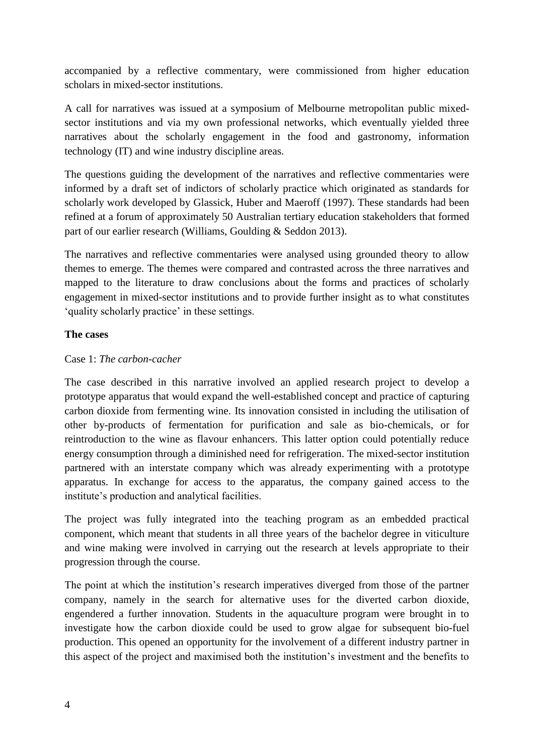accompanied by a reflective commentary, were commissioned from higher education scholars in mixed-sector institutions.

A call for narratives was issued at a symposium of Melbourne metropolitan public mixed-sector institutions and via my own professional networks, which eventually yielded three narratives about the scholarly engagement in the food and gastronomy, information technology (IT) and wine industry discipline areas.

The questions guiding the development of the narratives and reflective commentaries were informed by a draft set of indictors of scholarly practice which originated as standards for scholarly work developed by Glassick, Huber and Maeroff (1997). These standards had been refined at a forum of approximately 50 Australian tertiary education stakeholders that formed part of our earlier research (Williams, Goulding & Seddon 2013).

The narratives and reflective commentaries were analysed using grounded theory to allow themes to emerge. The themes were compared and contrasted across the three narratives and mapped to the literature to draw conclusions about the forms and practices of scholarly engagement in mixed-sector institutions and to provide further insight as to what constitutes 'quality scholarly practice' in these settings.

**The cases**

Case 1: *The carbon-cacher*

The case described in this narrative involved an applied research project to develop a prototype apparatus that would expand the well-established concept and practice of capturing carbon dioxide from fermenting wine. Its innovation consisted in including the utilisation of other by-products of fermentation for purification and sale as bio-chemicals, or for reintroduction to the wine as flavour enhancers. This latter option could potentially reduce energy consumption through a diminished need for refrigeration. The mixed-sector institution partnered with an interstate company which was already experimenting with a prototype apparatus. In exchange for access to the apparatus, the company gained access to the institute's production and analytical facilities.

The project was fully integrated into the teaching program as an embedded practical component, which meant that students in all three years of the bachelor degree in viticulture and wine making were involved in carrying out the research at levels appropriate to their progression through the course.

The point at which the institution's research imperatives diverged from those of the partner company, namely in the search for alternative uses for the diverted carbon dioxide, engendered a further innovation. Students in the aquaculture program were brought in to investigate how the carbon dioxide could be used to grow algae for subsequent bio-fuel production. This opened an opportunity for the involvement of a different industry partner in this aspect of the project and maximised both the institution's investment and the benefits to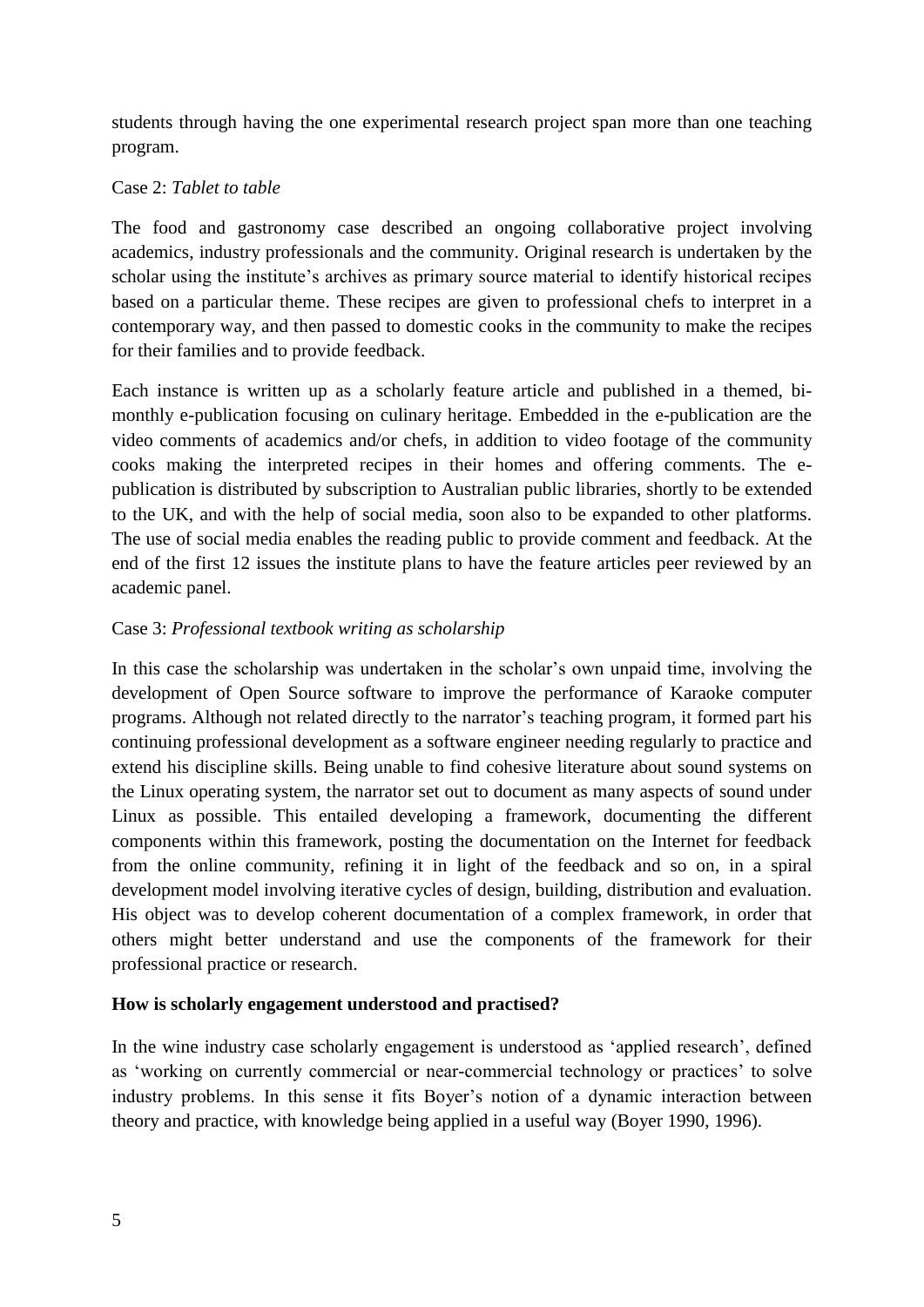students through having the one experimental research project span more than one teaching program.

Case 2: *Tablet to table*

The food and gastronomy case described an ongoing collaborative project involving academics, industry professionals and the community. Original research is undertaken by the scholar using the institute's archives as primary source material to identify historical recipes based on a particular theme. These recipes are given to professional chefs to interpret in a contemporary way, and then passed to domestic cooks in the community to make the recipes for their families and to provide feedback.

Each instance is written up as a scholarly feature article and published in a themed, bi-monthly e-publication focusing on culinary heritage. Embedded in the e-publication are the video comments of academics and/or chefs, in addition to video footage of the community cooks making the interpreted recipes in their homes and offering comments. The e-publication is distributed by subscription to Australian public libraries, shortly to be extended to the UK, and with the help of social media, soon also to be expanded to other platforms. The use of social media enables the reading public to provide comment and feedback. At the end of the first 12 issues the institute plans to have the feature articles peer reviewed by an academic panel.

Case 3: *Professional textbook writing as scholarship*

In this case the scholarship was undertaken in the scholar's own unpaid time, involving the development of Open Source software to improve the performance of Karaoke computer programs. Although not related directly to the narrator's teaching program, it formed part his continuing professional development as a software engineer needing regularly to practice and extend his discipline skills. Being unable to find cohesive literature about sound systems on the Linux operating system, the narrator set out to document as many aspects of sound under Linux as possible. This entailed developing a framework, documenting the different components within this framework, posting the documentation on the Internet for feedback from the online community, refining it in light of the feedback and so on, in a spiral development model involving iterative cycles of design, building, distribution and evaluation. His object was to develop coherent documentation of a complex framework, in order that others might better understand and use the components of the framework for their professional practice or research.

**How is scholarly engagement understood and practised?**

In the wine industry case scholarly engagement is understood as 'applied research', defined as 'working on currently commercial or near-commercial technology or practices' to solve industry problems. In this sense it fits Boyer's notion of a dynamic interaction between theory and practice, with knowledge being applied in a useful way (Boyer 1990, 1996).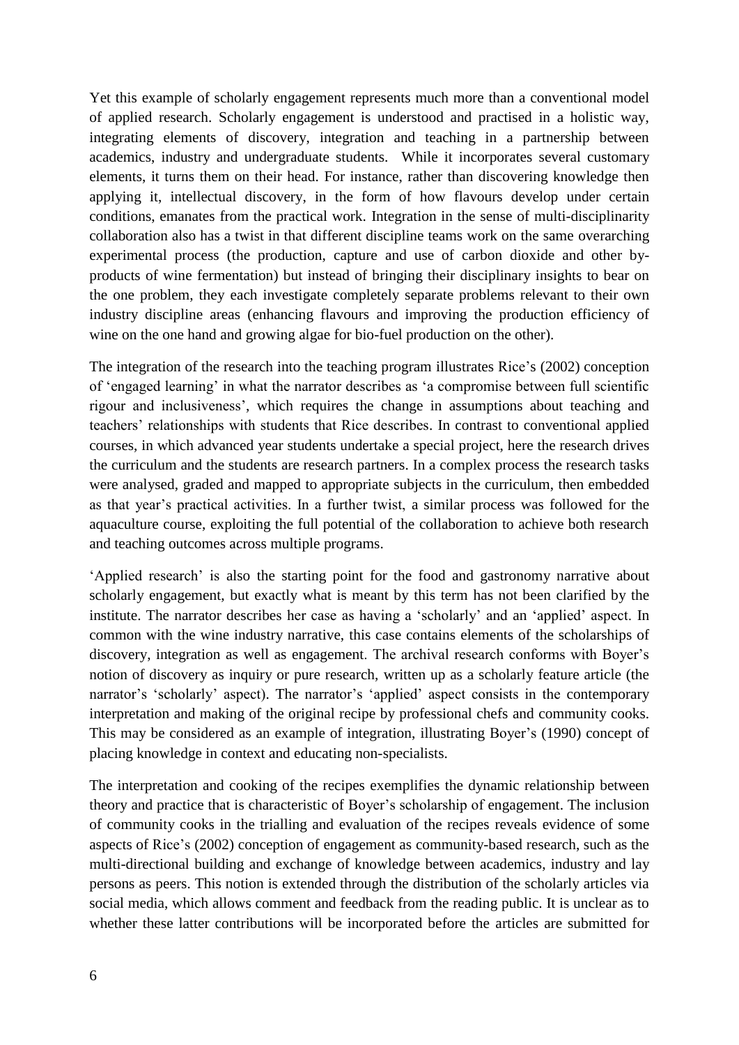Yet this example of scholarly engagement represents much more than a conventional model of applied research. Scholarly engagement is understood and practised in a holistic way, integrating elements of discovery, integration and teaching in a partnership between academics, industry and undergraduate students. While it incorporates several customary elements, it turns them on their head. For instance, rather than discovering knowledge then applying it, intellectual discovery, in the form of how flavours develop under certain conditions, emanates from the practical work. Integration in the sense of multi-disciplinarity collaboration also has a twist in that different discipline teams work on the same overarching experimental process (the production, capture and use of carbon dioxide and other by-products of wine fermentation) but instead of bringing their disciplinary insights to bear on the one problem, they each investigate completely separate problems relevant to their own industry discipline areas (enhancing flavours and improving the production efficiency of wine on the one hand and growing algae for bio-fuel production on the other).

The integration of the research into the teaching program illustrates Rice's (2002) conception of 'engaged learning' in what the narrator describes as 'a compromise between full scientific rigour and inclusiveness', which requires the change in assumptions about teaching and teachers' relationships with students that Rice describes. In contrast to conventional applied courses, in which advanced year students undertake a special project, here the research drives the curriculum and the students are research partners. In a complex process the research tasks were analysed, graded and mapped to appropriate subjects in the curriculum, then embedded as that year's practical activities. In a further twist, a similar process was followed for the aquaculture course, exploiting the full potential of the collaboration to achieve both research and teaching outcomes across multiple programs.

'Applied research' is also the starting point for the food and gastronomy narrative about scholarly engagement, but exactly what is meant by this term has not been clarified by the institute. The narrator describes her case as having a 'scholarly' and an 'applied' aspect. In common with the wine industry narrative, this case contains elements of the scholarships of discovery, integration as well as engagement. The archival research conforms with Boyer's notion of discovery as inquiry or pure research, written up as a scholarly feature article (the narrator's 'scholarly' aspect). The narrator's 'applied' aspect consists in the contemporary interpretation and making of the original recipe by professional chefs and community cooks. This may be considered as an example of integration, illustrating Boyer's (1990) concept of placing knowledge in context and educating non-specialists.

The interpretation and cooking of the recipes exemplifies the dynamic relationship between theory and practice that is characteristic of Boyer's scholarship of engagement. The inclusion of community cooks in the trialling and evaluation of the recipes reveals evidence of some aspects of Rice's (2002) conception of engagement as community-based research, such as the multi-directional building and exchange of knowledge between academics, industry and lay persons as peers. This notion is extended through the distribution of the scholarly articles via social media, which allows comment and feedback from the reading public. It is unclear as to whether these latter contributions will be incorporated before the articles are submitted for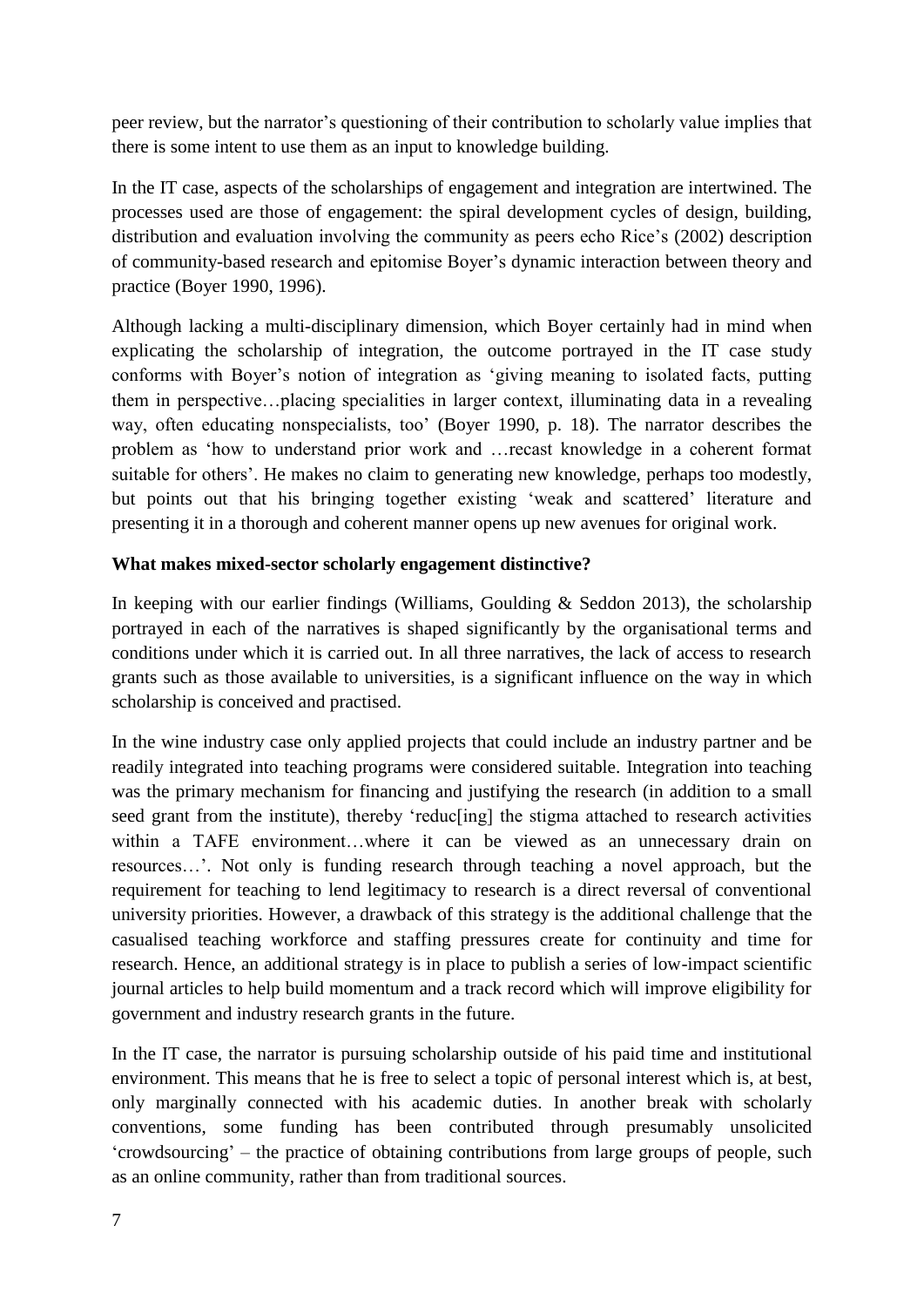peer review, but the narrator's questioning of their contribution to scholarly value implies that there is some intent to use them as an input to knowledge building.

In the IT case, aspects of the scholarships of engagement and integration are intertwined. The processes used are those of engagement: the spiral development cycles of design, building, distribution and evaluation involving the community as peers echo Rice's (2002) description of community-based research and epitomise Boyer's dynamic interaction between theory and practice (Boyer 1990, 1996).

Although lacking a multi-disciplinary dimension, which Boyer certainly had in mind when explicating the scholarship of integration, the outcome portrayed in the IT case study conforms with Boyer's notion of integration as 'giving meaning to isolated facts, putting them in perspective…placing specialities in larger context, illuminating data in a revealing way, often educating nonspecialists, too' (Boyer 1990, p. 18). The narrator describes the problem as 'how to understand prior work and …recast knowledge in a coherent format suitable for others'. He makes no claim to generating new knowledge, perhaps too modestly, but points out that his bringing together existing 'weak and scattered' literature and presenting it in a thorough and coherent manner opens up new avenues for original work.

**What makes mixed-sector scholarly engagement distinctive?**

In keeping with our earlier findings (Williams, Goulding & Seddon 2013), the scholarship portrayed in each of the narratives is shaped significantly by the organisational terms and conditions under which it is carried out. In all three narratives, the lack of access to research grants such as those available to universities, is a significant influence on the way in which scholarship is conceived and practised.

In the wine industry case only applied projects that could include an industry partner and be readily integrated into teaching programs were considered suitable. Integration into teaching was the primary mechanism for financing and justifying the research (in addition to a small seed grant from the institute), thereby 'reduc[ing] the stigma attached to research activities within a TAFE environment…where it can be viewed as an unnecessary drain on resources…'. Not only is funding research through teaching a novel approach, but the requirement for teaching to lend legitimacy to research is a direct reversal of conventional university priorities. However, a drawback of this strategy is the additional challenge that the casualised teaching workforce and staffing pressures create for continuity and time for research. Hence, an additional strategy is in place to publish a series of low-impact scientific journal articles to help build momentum and a track record which will improve eligibility for government and industry research grants in the future.

In the IT case, the narrator is pursuing scholarship outside of his paid time and institutional environment. This means that he is free to select a topic of personal interest which is, at best, only marginally connected with his academic duties. In another break with scholarly conventions, some funding has been contributed through presumably unsolicited 'crowdsourcing' – the practice of obtaining contributions from large groups of people, such as an online community, rather than from traditional sources.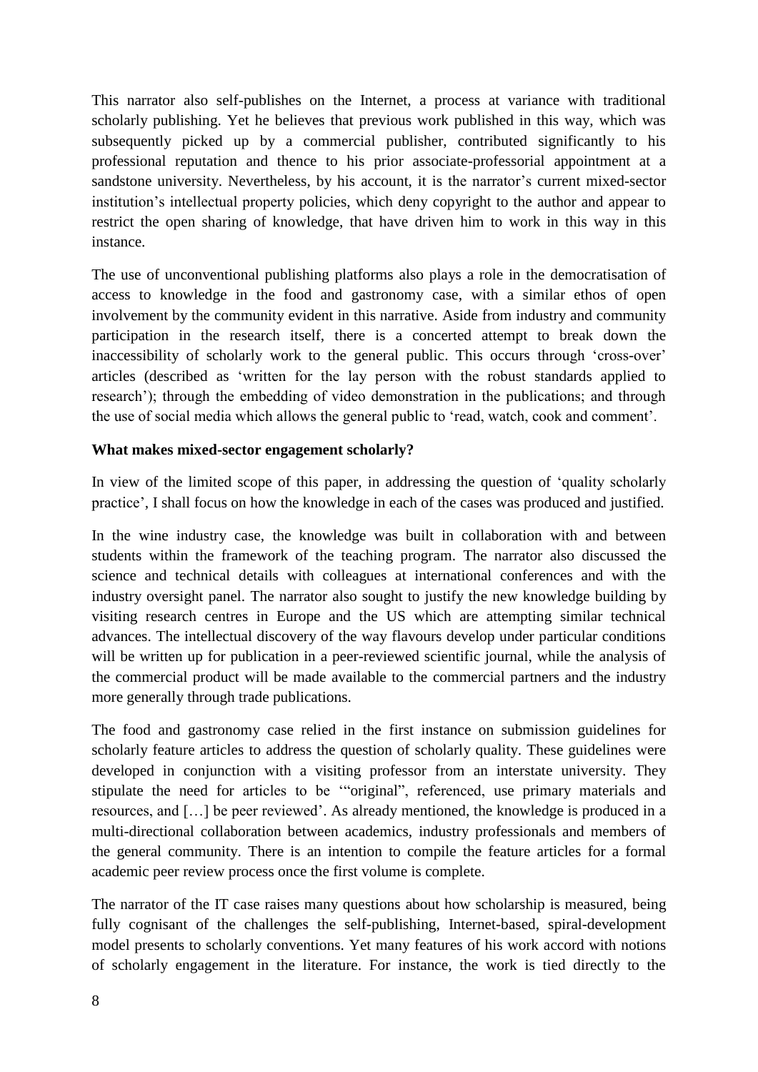This narrator also self-publishes on the Internet, a process at variance with traditional scholarly publishing. Yet he believes that previous work published in this way, which was subsequently picked up by a commercial publisher, contributed significantly to his professional reputation and thence to his prior associate-professorial appointment at a sandstone university. Nevertheless, by his account, it is the narrator's current mixed-sector institution's intellectual property policies, which deny copyright to the author and appear to restrict the open sharing of knowledge, that have driven him to work in this way in this instance.

The use of unconventional publishing platforms also plays a role in the democratisation of access to knowledge in the food and gastronomy case, with a similar ethos of open involvement by the community evident in this narrative. Aside from industry and community participation in the research itself, there is a concerted attempt to break down the inaccessibility of scholarly work to the general public. This occurs through 'cross-over' articles (described as 'written for the lay person with the robust standards applied to research'); through the embedding of video demonstration in the publications; and through the use of social media which allows the general public to 'read, watch, cook and comment'.

**What makes mixed-sector engagement scholarly?**

In view of the limited scope of this paper, in addressing the question of 'quality scholarly practice', I shall focus on how the knowledge in each of the cases was produced and justified.

In the wine industry case, the knowledge was built in collaboration with and between students within the framework of the teaching program. The narrator also discussed the science and technical details with colleagues at international conferences and with the industry oversight panel. The narrator also sought to justify the new knowledge building by visiting research centres in Europe and the US which are attempting similar technical advances. The intellectual discovery of the way flavours develop under particular conditions will be written up for publication in a peer-reviewed scientific journal, while the analysis of the commercial product will be made available to the commercial partners and the industry more generally through trade publications.

The food and gastronomy case relied in the first instance on submission guidelines for scholarly feature articles to address the question of scholarly quality. These guidelines were developed in conjunction with a visiting professor from an interstate university. They stipulate the need for articles to be '"original", referenced, use primary materials and resources, and […] be peer reviewed'. As already mentioned, the knowledge is produced in a multi-directional collaboration between academics, industry professionals and members of the general community. There is an intention to compile the feature articles for a formal academic peer review process once the first volume is complete.

The narrator of the IT case raises many questions about how scholarship is measured, being fully cognisant of the challenges the self-publishing, Internet-based, spiral-development model presents to scholarly conventions. Yet many features of his work accord with notions of scholarly engagement in the literature. For instance, the work is tied directly to the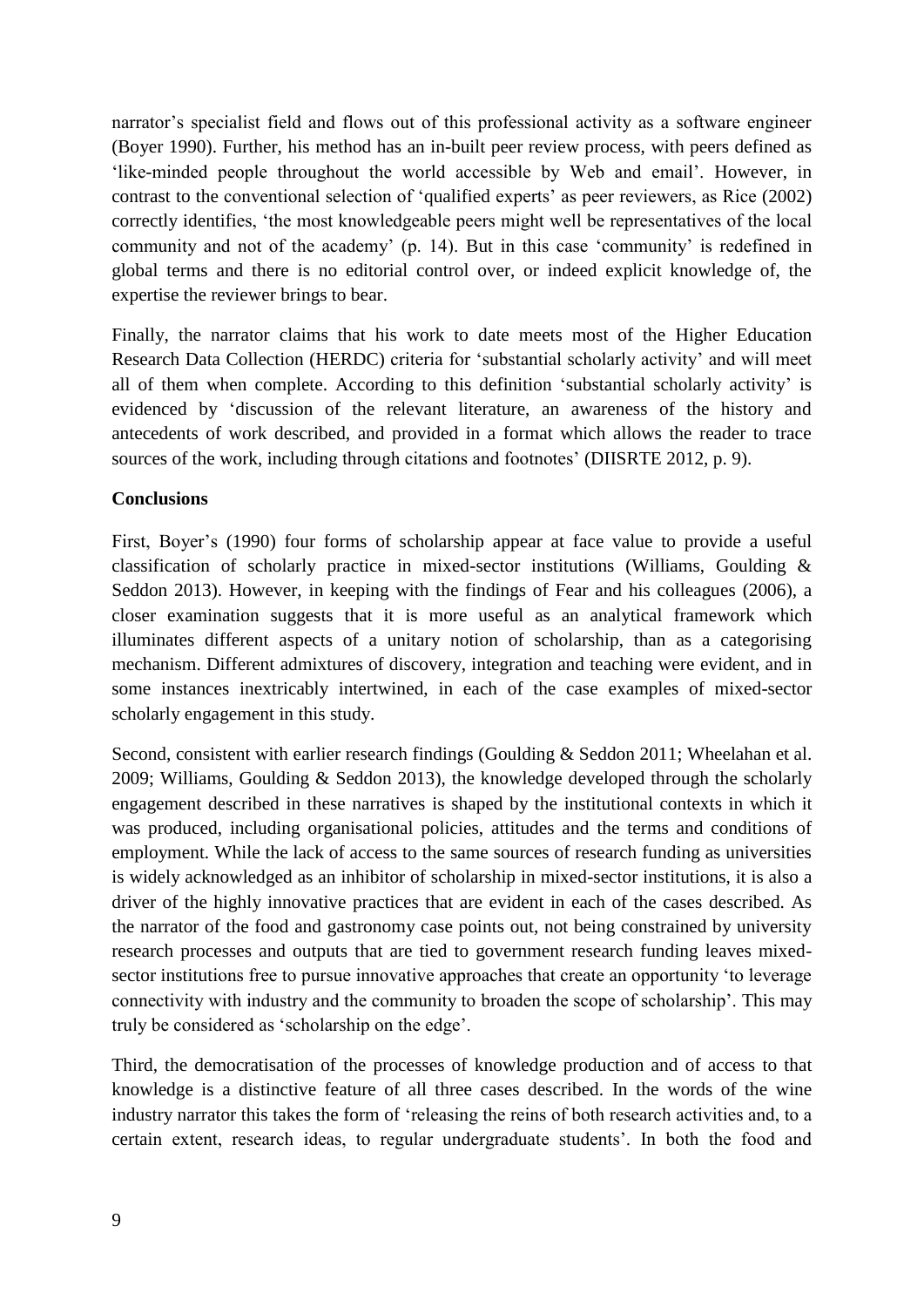narrator's specialist field and flows out of this professional activity as a software engineer (Boyer 1990). Further, his method has an in-built peer review process, with peers defined as 'like-minded people throughout the world accessible by Web and email'. However, in contrast to the conventional selection of 'qualified experts' as peer reviewers, as Rice (2002) correctly identifies, 'the most knowledgeable peers might well be representatives of the local community and not of the academy' (p. 14). But in this case 'community' is redefined in global terms and there is no editorial control over, or indeed explicit knowledge of, the expertise the reviewer brings to bear.

Finally, the narrator claims that his work to date meets most of the Higher Education Research Data Collection (HERDC) criteria for 'substantial scholarly activity' and will meet all of them when complete. According to this definition 'substantial scholarly activity' is evidenced by 'discussion of the relevant literature, an awareness of the history and antecedents of work described, and provided in a format which allows the reader to trace sources of the work, including through citations and footnotes' (DIISRTE 2012, p. 9).

**Conclusions**

First, Boyer's (1990) four forms of scholarship appear at face value to provide a useful classification of scholarly practice in mixed-sector institutions (Williams, Goulding & Seddon 2013). However, in keeping with the findings of Fear and his colleagues (2006), a closer examination suggests that it is more useful as an analytical framework which illuminates different aspects of a unitary notion of scholarship, than as a categorising mechanism. Different admixtures of discovery, integration and teaching were evident, and in some instances inextricably intertwined, in each of the case examples of mixed-sector scholarly engagement in this study.

Second, consistent with earlier research findings (Goulding & Seddon 2011; Wheelahan et al. 2009; Williams, Goulding & Seddon 2013), the knowledge developed through the scholarly engagement described in these narratives is shaped by the institutional contexts in which it was produced, including organisational policies, attitudes and the terms and conditions of employment. While the lack of access to the same sources of research funding as universities is widely acknowledged as an inhibitor of scholarship in mixed-sector institutions, it is also a driver of the highly innovative practices that are evident in each of the cases described. As the narrator of the food and gastronomy case points out, not being constrained by university research processes and outputs that are tied to government research funding leaves mixed-sector institutions free to pursue innovative approaches that create an opportunity 'to leverage connectivity with industry and the community to broaden the scope of scholarship'. This may truly be considered as 'scholarship on the edge'.

Third, the democratisation of the processes of knowledge production and of access to that knowledge is a distinctive feature of all three cases described. In the words of the wine industry narrator this takes the form of 'releasing the reins of both research activities and, to a certain extent, research ideas, to regular undergraduate students'. In both the food and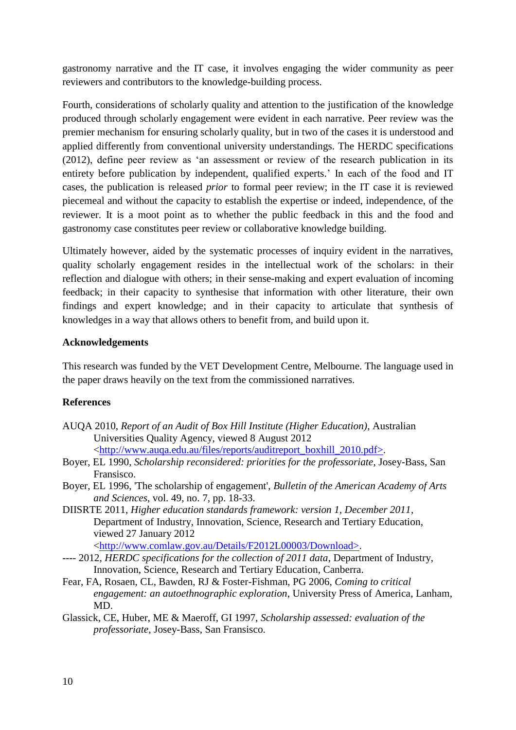gastronomy narrative and the IT case, it involves engaging the wider community as peer reviewers and contributors to the knowledge-building process.

Fourth, considerations of scholarly quality and attention to the justification of the knowledge produced through scholarly engagement were evident in each narrative. Peer review was the premier mechanism for ensuring scholarly quality, but in two of the cases it is understood and applied differently from conventional university understandings. The HERDC specifications (2012), define peer review as 'an assessment or review of the research publication in its entirety before publication by independent, qualified experts.' In each of the food and IT cases, the publication is released *prior* to formal peer review; in the IT case it is reviewed piecemeal and without the capacity to establish the expertise or indeed, independence, of the reviewer. It is a moot point as to whether the public feedback in this and the food and gastronomy case constitutes peer review or collaborative knowledge building.

Ultimately however, aided by the systematic processes of inquiry evident in the narratives, quality scholarly engagement resides in the intellectual work of the scholars: in their reflection and dialogue with others; in their sense-making and expert evaluation of incoming feedback; in their capacity to synthesise that information with other literature, their own findings and expert knowledge; and in their capacity to articulate that synthesis of knowledges in a way that allows others to benefit from, and build upon it.

**Acknowledgements**

This research was funded by the VET Development Centre, Melbourne. The language used in the paper draws heavily on the text from the commissioned narratives.

**References**

AUQA 2010, *Report of an Audit of Box Hill Institute (Higher Education)*, Australian Universities Quality Agency, viewed 8 August 2012 <http://www.auqa.edu.au/files/reports/auditreport_boxhill_2010.pdf>.

Boyer, EL 1990, *Scholarship reconsidered: priorities for the professoriate*, Josey-Bass, San Fransisco.

Boyer, EL 1996, 'The scholarship of engagement', *Bulletin of the American Academy of Arts and Sciences*, vol. 49, no. 7, pp. 18-33.

DIISRTE 2011, *Higher education standards framework: version 1, December 2011*, Department of Industry, Innovation, Science, Research and Tertiary Education, viewed 27 January 2012 <http://www.comlaw.gov.au/Details/F2012L00003/Download>.

---- 2012, *HERDC specifications for the collection of 2011 data*, Department of Industry, Innovation, Science, Research and Tertiary Education, Canberra.

Fear, FA, Rosaen, CL, Bawden, RJ & Foster-Fishman, PG 2006, *Coming to critical engagement: an autoethnographic exploration*, University Press of America, Lanham, MD.

Glassick, CE, Huber, ME & Maeroff, GI 1997, *Scholarship assessed: evaluation of the professoriate*, Josey-Bass, San Fransisco.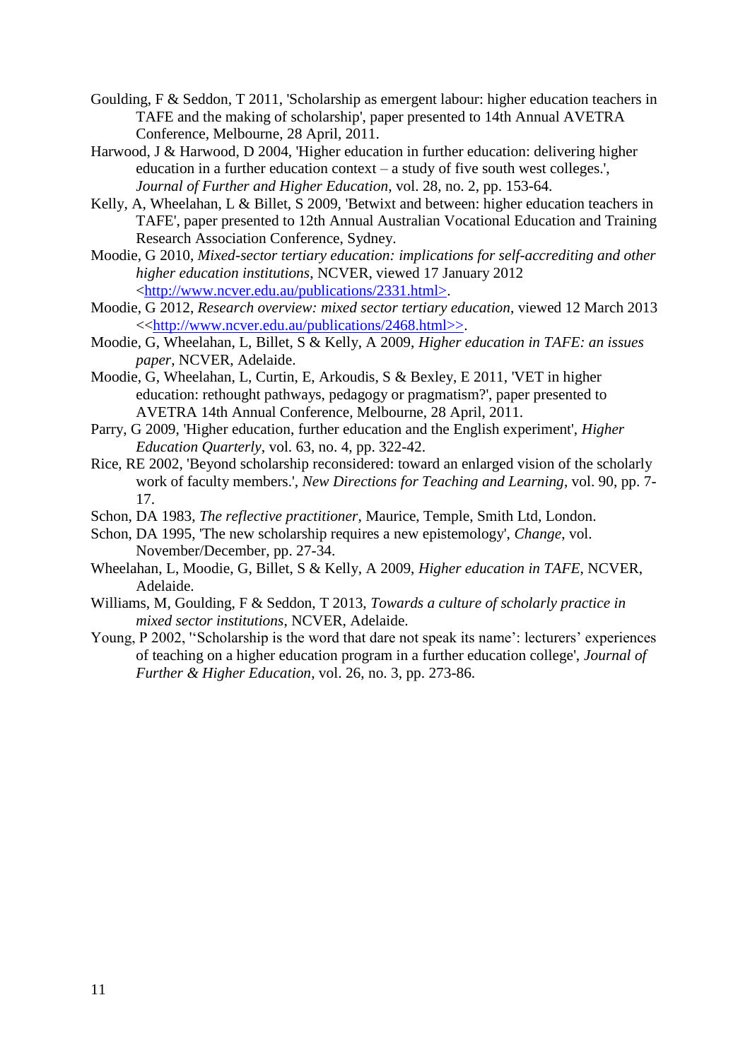Goulding, F & Seddon, T 2011, 'Scholarship as emergent labour: higher education teachers in TAFE and the making of scholarship', paper presented to 14th Annual AVETRA Conference, Melbourne, 28 April, 2011.

Harwood, J & Harwood, D 2004, 'Higher education in further education: delivering higher education in a further education context – a study of five south west colleges.', *Journal of Further and Higher Education*, vol. 28, no. 2, pp. 153-64.

Kelly, A, Wheelahan, L & Billet, S 2009, 'Betwixt and between: higher education teachers in TAFE', paper presented to 12th Annual Australian Vocational Education and Training Research Association Conference, Sydney.

Moodie, G 2010, *Mixed-sector tertiary education: implications for self-accrediting and other higher education institutions*, NCVER, viewed 17 January 2012 <http://www.ncver.edu.au/publications/2331.html>.

Moodie, G 2012, *Research overview: mixed sector tertiary education*, viewed 12 March 2013 <<http://www.ncver.edu.au/publications/2468.html>>.

Moodie, G, Wheelahan, L, Billet, S & Kelly, A 2009, *Higher education in TAFE: an issues paper*, NCVER, Adelaide.

Moodie, G, Wheelahan, L, Curtin, E, Arkoudis, S & Bexley, E 2011, 'VET in higher education: rethought pathways, pedagogy or pragmatism?', paper presented to AVETRA 14th Annual Conference, Melbourne, 28 April, 2011.

Parry, G 2009, 'Higher education, further education and the English experiment', *Higher Education Quarterly*, vol. 63, no. 4, pp. 322-42.

Rice, RE 2002, 'Beyond scholarship reconsidered: toward an enlarged vision of the scholarly work of faculty members.', *New Directions for Teaching and Learning*, vol. 90, pp. 7-17.

Schon, DA 1983, *The reflective practitioner*, Maurice, Temple, Smith Ltd, London.

Schon, DA 1995, 'The new scholarship requires a new epistemology', *Change*, vol. November/December, pp. 27-34.

Wheelahan, L, Moodie, G, Billet, S & Kelly, A 2009, *Higher education in TAFE*, NCVER, Adelaide.

Williams, M, Goulding, F & Seddon, T 2013, *Towards a culture of scholarly practice in mixed sector institutions*, NCVER, Adelaide.

Young, P 2002, '‘Scholarship is the word that dare not speak its name’: lecturers’ experiences of teaching on a higher education program in a further education college', *Journal of Further & Higher Education*, vol. 26, no. 3, pp. 273-86.